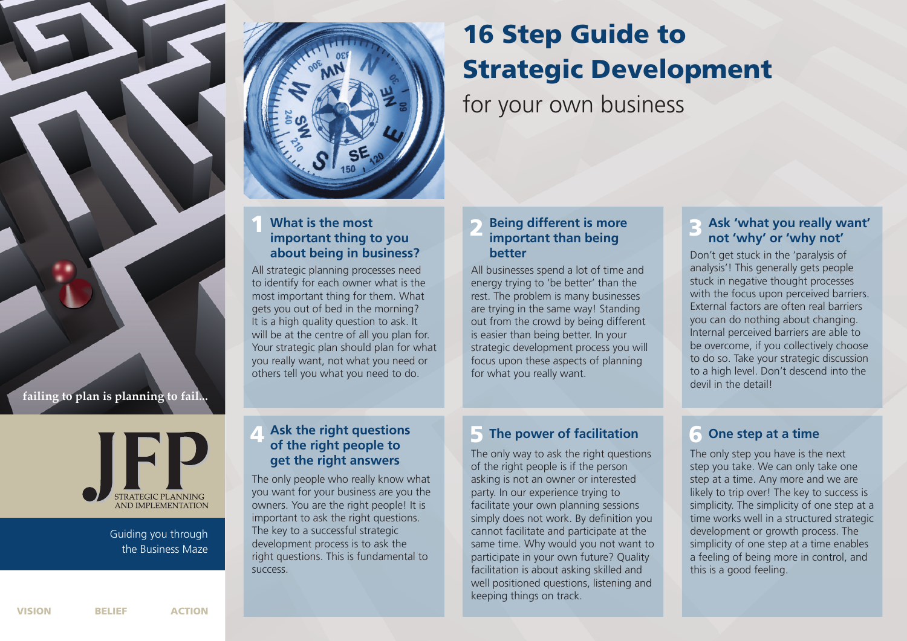failing to plan is planning to fail...

JFP
STRATEGIC PLANNING AND IMPLEMENTATION

Guiding you through the Business Maze

VISION BELIEF ACTION

# 16 Step Guide to Strategic Development

for your own business

## 1 What is the most important thing to you about being in business?

All strategic planning processes need to identify for each owner what is the most important thing for them. What gets you out of bed in the morning? It is a high quality question to ask. It will be at the centre of all you plan for. Your strategic plan should plan for what you really want, not what you need or others tell you what you need to do.

## 2 Being different is more important than being better

All businesses spend a lot of time and energy trying to 'be better' than the rest. The problem is many businesses are trying in the same way! Standing out from the crowd by being different is easier than being better. In your strategic development process you will focus upon these aspects of planning for what you really want.

## 3 Ask 'what you really want' not 'why' or 'why not'

Don't get stuck in the 'paralysis of analysis'! This generally gets people stuck in negative thought processes with the focus upon perceived barriers. External factors are often real barriers you can do nothing about changing. Internal perceived barriers are able to be overcome, if you collectively choose to do so. Take your strategic discussion to a high level. Don't descend into the devil in the detail!

## 4 Ask the right questions of the right people to get the right answers

The only people who really know what you want for your business are you the owners. You are the right people! It is important to ask the right questions. The key to a successful strategic development process is to ask the right questions. This is fundamental to success.

## 5 The power of facilitation

The only way to ask the right questions of the right people is if the person asking is not an owner or interested party. In our experience trying to facilitate your own planning sessions simply does not work. By definition you cannot facilitate and participate at the same time. Why would you not want to participate in your own future? Quality facilitation is about asking skilled and well positioned questions, listening and keeping things on track.

## 6 One step at a time

The only step you have is the next step you take. We can only take one step at a time. Any more and we are likely to trip over! The key to success is simplicity. The simplicity of one step at a time works well in a structured strategic development or growth process. The simplicity of one step at a time enables a feeling of being more in control, and this is a good feeling.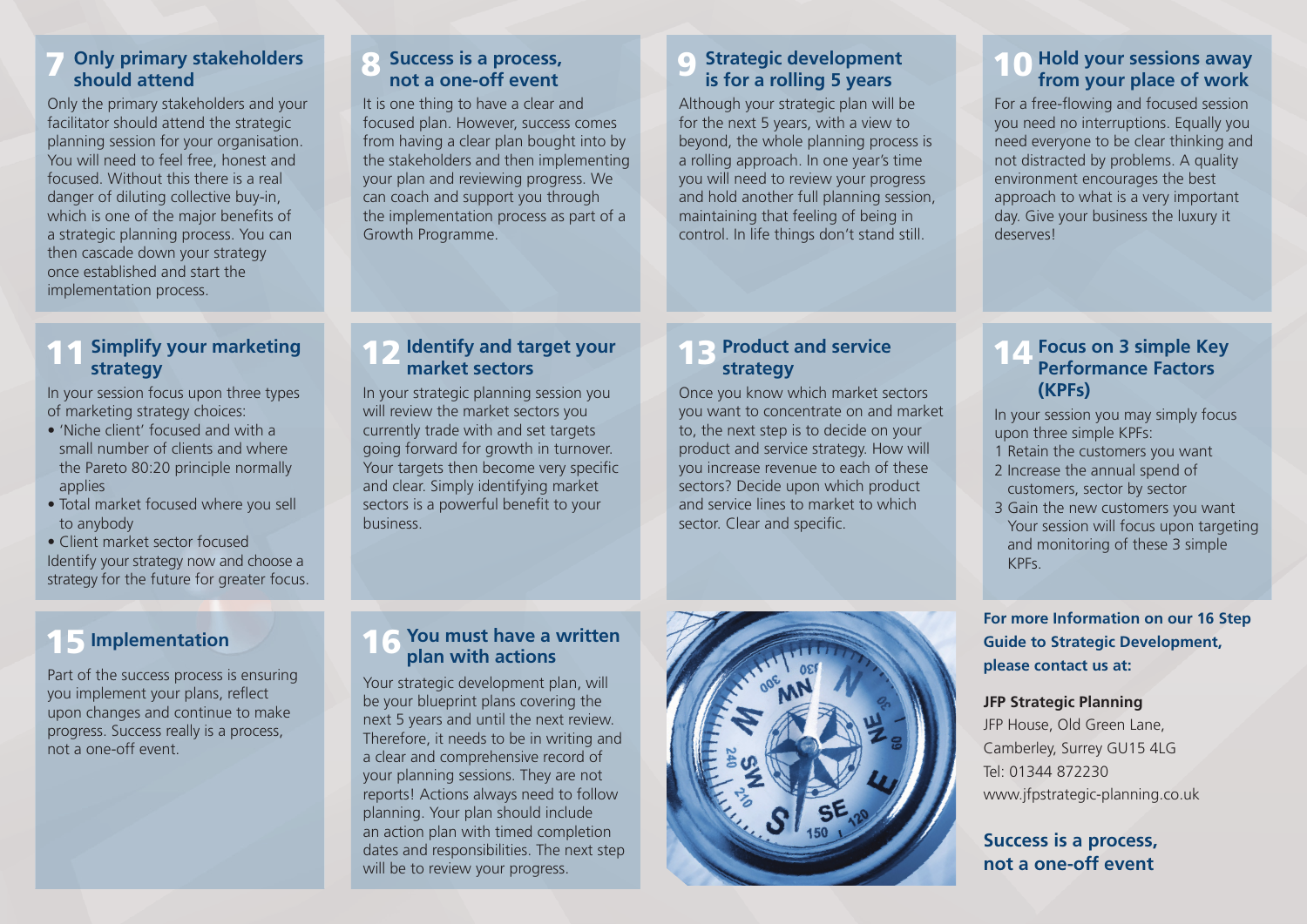## 7 Only primary stakeholders should attend

Only the primary stakeholders and your facilitator should attend the strategic planning session for your organisation. You will need to feel free, honest and focused. Without this there is a real danger of diluting collective buy-in, which is one of the major benefits of a strategic planning process. You can then cascade down your strategy once established and start the implementation process.

## 8 Success is a process, not a one-off event

It is one thing to have a clear and focused plan. However, success comes from having a clear plan bought into by the stakeholders and then implementing your plan and reviewing progress. We can coach and support you through the implementation process as part of a Growth Programme.

## 9 Strategic development is for a rolling 5 years

Although your strategic plan will be for the next 5 years, with a view to beyond, the whole planning process is a rolling approach. In one year's time you will need to review your progress and hold another full planning session, maintaining that feeling of being in control. In life things don't stand still.

## 10 Hold your sessions away from your place of work

For a free-flowing and focused session you need no interruptions. Equally you need everyone to be clear thinking and not distracted by problems. A quality environment encourages the best approach to what is a very important day. Give your business the luxury it deserves!

## 11 Simplify your marketing strategy

In your session focus upon three types of marketing strategy choices:

- 'Niche client' focused and with a small number of clients and where the Pareto 80:20 principle normally applies
- Total market focused where you sell to anybody
- Client market sector focused

Identify your strategy now and choose a strategy for the future for greater focus.

## 12 Identify and target your market sectors

In your strategic planning session you will review the market sectors you currently trade with and set targets going forward for growth in turnover. Your targets then become very specific and clear. Simply identifying market sectors is a powerful benefit to your business.

## 13 Product and service strategy

Once you know which market sectors you want to concentrate on and market to, the next step is to decide on your product and service strategy. How will you increase revenue to each of these sectors? Decide upon which product and service lines to market to which sector. Clear and specific.

## 14 Focus on 3 simple Key Performance Factors (KPFs)

In your session you may simply focus upon three simple KPFs:

1. Retain the customers you want
2. Increase the annual spend of customers, sector by sector
3. Gain the new customers you want

Your session will focus upon targeting and monitoring of these 3 simple KPFs.

## 15 Implementation

Part of the success process is ensuring you implement your plans, reflect upon changes and continue to make progress. Success really is a process, not a one-off event.

## 16 You must have a written plan with actions

Your strategic development plan, will be your blueprint plans covering the next 5 years and until the next review. Therefore, it needs to be in writing and a clear and comprehensive record of your planning sessions. They are not reports! Actions always need to follow planning. Your plan should include an action plan with timed completion dates and responsibilities. The next step will be to review your progress.

**For more Information on our 16 Step Guide to Strategic Development, please contact us at:**

**JFP Strategic Planning**
JFP House, Old Green Lane,
Camberley, Surrey GU15 4LG
Tel: 01344 872230
www.jfpstrategic-planning.co.uk

**Success is a process, not a one-off event**